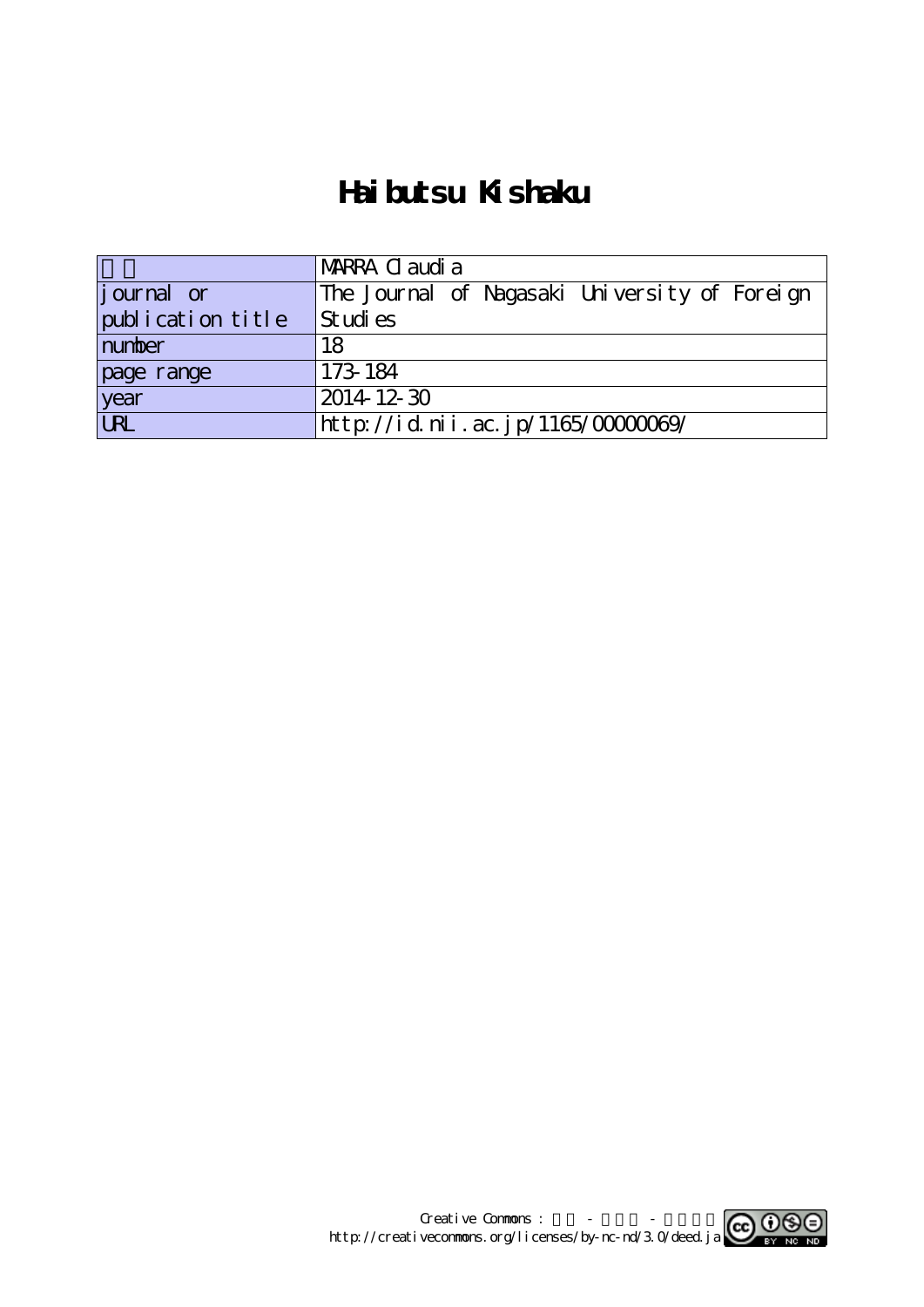# Haibutsu Kishaku

| | |
|---|---|
| 著者 | MARRA Claudia |
| journal or publication title | The Journal of Nagasaki University of Foreign Studies |
| number | 18 |
| page range | 173-184 |
| year | 2014-12-30 |
| URL | http://id.nii.ac.jp/1165/00000069/ |

Creative Commons : 表示 - 非営利 - 改変禁止
http://creativecommons.org/licenses/by-nc-nd/3.0/deed.ja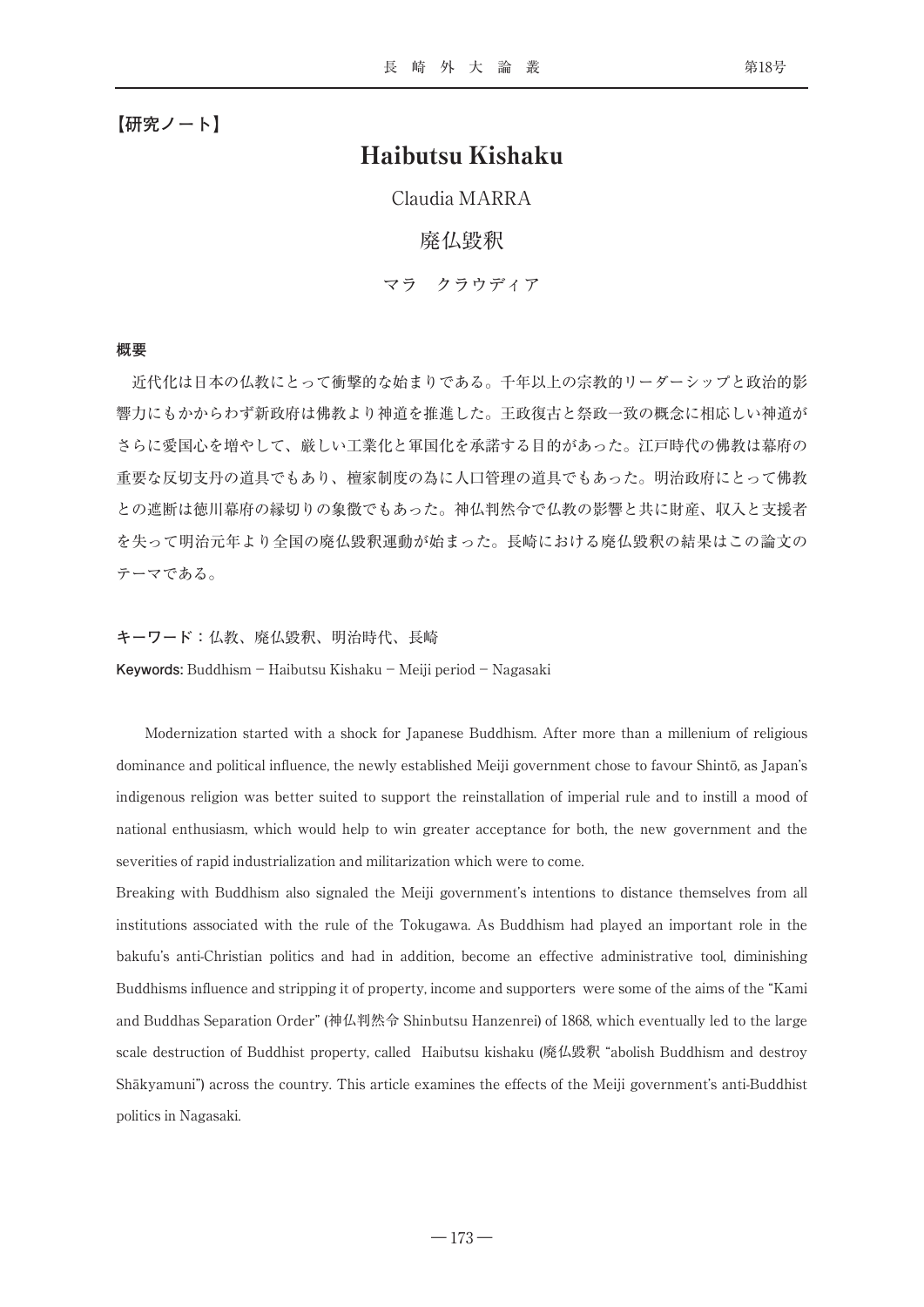【研究ノート】

# Haibutsu Kishaku

Claudia MARRA

# 廃仏毀釈

マラ　クラウディア

**概要**

近代化は日本の仏教にとって衝撃的な始まりである。千年以上の宗教的リーダーシップと政治的影響力にもかかわらず新政府は佛教より神道を推進した。王政復古と祭政一致の概念に相応しい神道がさらに愛国心を増やして、厳しい工業化と軍国化を承諾する目的があった。江戸時代の佛教は幕府の重要な反切支丹の道具でもあり、檀家制度の為に人口管理の道具でもあった。明治政府にとって佛教との遮断は徳川幕府の縁切りの象徴でもあった。神仏判然令で仏教の影響と共に財産、収入と支援者を失って明治元年より全国の廃仏毀釈運動が始まった。長崎における廃仏毀釈の結果はこの論文のテーマである。

**キーワード：**仏教、廃仏毀釈、明治時代、長崎

**Keywords:** Buddhism – Haibutsu Kishaku – Meiji period – Nagasaki

Modernization started with a shock for Japanese Buddhism. After more than a millenium of religious dominance and political influence, the newly established Meiji government chose to favour Shintō, as Japan's indigenous religion was better suited to support the reinstallation of imperial rule and to instill a mood of national enthusiasm, which would help to win greater acceptance for both, the new government and the severities of rapid industrialization and militarization which were to come.

Breaking with Buddhism also signaled the Meiji government's intentions to distance themselves from all institutions associated with the rule of the Tokugawa. As Buddhism had played an important role in the bakufu's anti-Christian politics and had in addition, become an effective administrative tool, diminishing Buddhisms influence and stripping it of property, income and supporters were some of the aims of the "Kami and Buddhas Separation Order" (神仏判然令 Shinbutsu Hanzenrei) of 1868, which eventually led to the large scale destruction of Buddhist property, called Haibutsu kishaku (廃仏毀釈 "abolish Buddhism and destroy Shākyamuni") across the country. This article examines the effects of the Meiji government's anti-Buddhist politics in Nagasaki.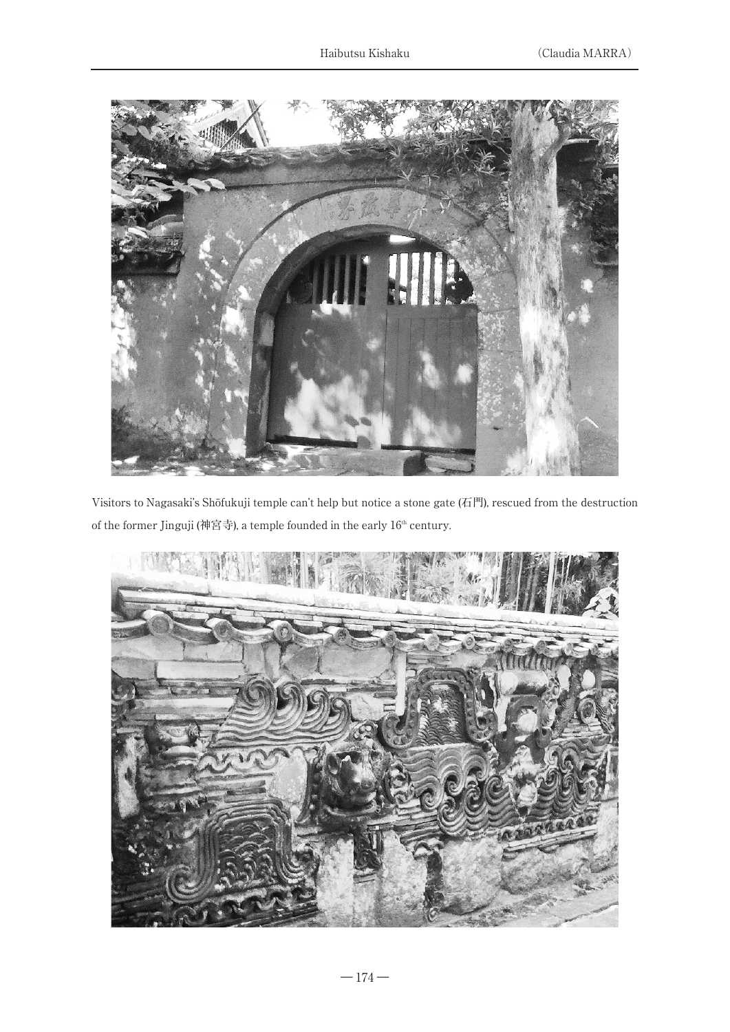Visitors to Nagasaki's Shōfukuji temple can't help but notice a stone gate (石門), rescued from the destruction of the former Jinguji (神宮寺), a temple founded in the early 16th century.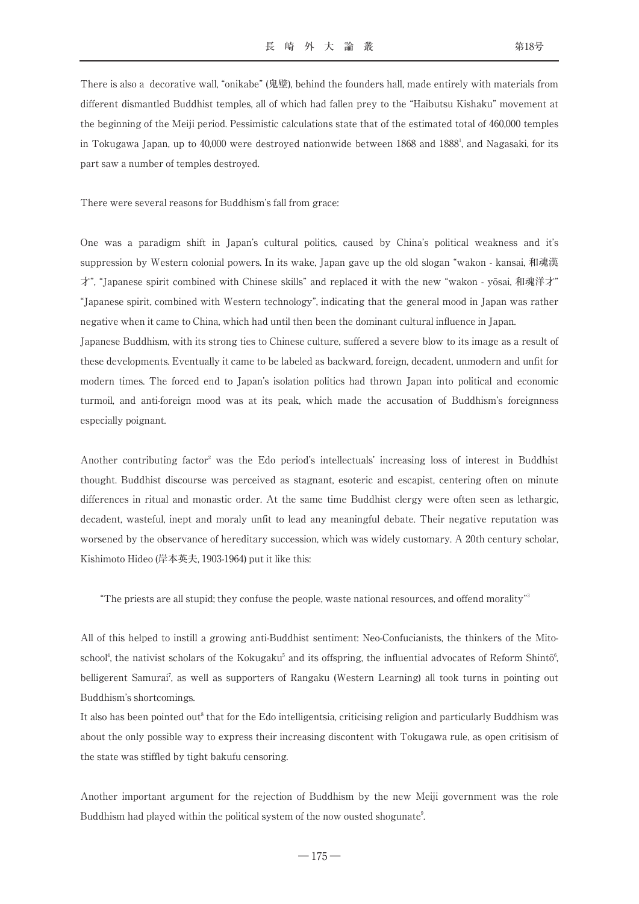There is also a decorative wall, "onikabe" (鬼壁), behind the founders hall, made entirely with materials from different dismantled Buddhist temples, all of which had fallen prey to the "Haibutsu Kishaku" movement at the beginning of the Meiji period. Pessimistic calculations state that of the estimated total of 460,000 temples in Tokugawa Japan, up to 40,000 were destroyed nationwide between 1868 and 1888[1], and Nagasaki, for its part saw a number of temples destroyed.

There were several reasons for Buddhism's fall from grace:

One was a paradigm shift in Japan's cultural politics, caused by China's political weakness and it's suppression by Western colonial powers. In its wake, Japan gave up the old slogan "wakon - kansai, 和魂漢才", "Japanese spirit combined with Chinese skills" and replaced it with the new "wakon - yōsai, 和魂洋才" "Japanese spirit, combined with Western technology", indicating that the general mood in Japan was rather negative when it came to China, which had until then been the dominant cultural influence in Japan.
Japanese Buddhism, with its strong ties to Chinese culture, suffered a severe blow to its image as a result of these developments. Eventually it came to be labeled as backward, foreign, decadent, unmodern and unfit for modern times. The forced end to Japan's isolation politics had thrown Japan into political and economic turmoil, and anti-foreign mood was at its peak, which made the accusation of Buddhism's foreignness especially poignant.

Another contributing factor[2] was the Edo period's intellectuals' increasing loss of interest in Buddhist thought. Buddhist discourse was perceived as stagnant, esoteric and escapist, centering often on minute differences in ritual and monastic order. At the same time Buddhist clergy were often seen as lethargic, decadent, wasteful, inept and moraly unfit to lead any meaningful debate. Their negative reputation was worsened by the observance of hereditary succession, which was widely customary. A 20th century scholar, Kishimoto Hideo (岸本英夫, 1903-1964) put it like this:

> "The priests are all stupid; they confuse the people, waste national resources, and offend morality"[3]

All of this helped to instill a growing anti-Buddhist sentiment: Neo-Confucianists, the thinkers of the Mito-school[4], the nativist scholars of the Kokugaku[5] and its offspring, the influential advocates of Reform Shintō[6], belligerent Samurai[7], as well as supporters of Rangaku (Western Learning) all took turns in pointing out Buddhism's shortcomings.
It also has been pointed out[8] that for the Edo intelligentsia, criticising religion and particularly Buddhism was about the only possible way to express their increasing discontent with Tokugawa rule, as open critisism of the state was stiffled by tight bakufu censoring.

Another important argument for the rejection of Buddhism by the new Meiji government was the role Buddhism had played within the political system of the now ousted shogunate[9].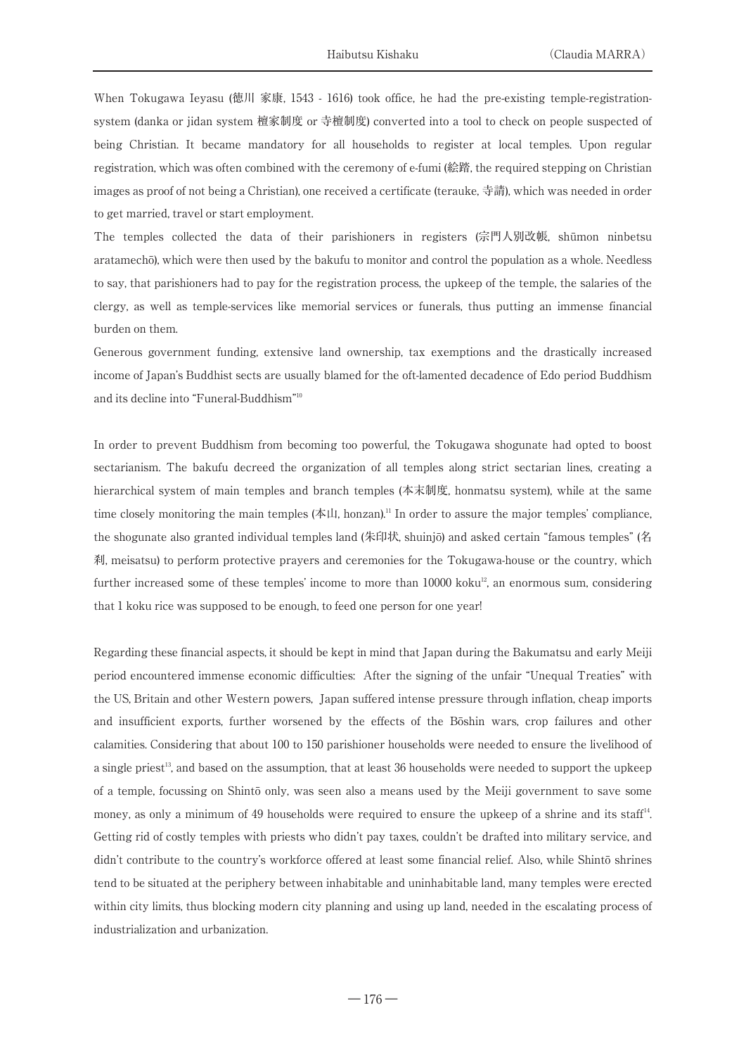When Tokugawa Ieyasu (徳川 家康, 1543 - 1616) took office, he had the pre-existing temple-registration-system (danka or jidan system 檀家制度 or 寺檀制度) converted into a tool to check on people suspected of being Christian. It became mandatory for all households to register at local temples. Upon regular registration, which was often combined with the ceremony of e-fumi (絵踏, the required stepping on Christian images as proof of not being a Christian), one received a certificate (terauke, 寺請), which was needed in order to get married, travel or start employment.

The temples collected the data of their parishioners in registers (宗門人別改帳, shūmon ninbetsu aratamechō), which were then used by the bakufu to monitor and control the population as a whole. Needless to say, that parishioners had to pay for the registration process, the upkeep of the temple, the salaries of the clergy, as well as temple-services like memorial services or funerals, thus putting an immense financial burden on them.

Generous government funding, extensive land ownership, tax exemptions and the drastically increased income of Japan's Buddhist sects are usually blamed for the oft-lamented decadence of Edo period Buddhism and its decline into "Funeral-Buddhism"[10]

In order to prevent Buddhism from becoming too powerful, the Tokugawa shogunate had opted to boost sectarianism. The bakufu decreed the organization of all temples along strict sectarian lines, creating a hierarchical system of main temples and branch temples (本末制度, honmatsu system), while at the same time closely monitoring the main temples (本山, honzan).[11] In order to assure the major temples' compliance, the shogunate also granted individual temples land (朱印状, shuinjō) and asked certain "famous temples" (名刹, meisatsu) to perform protective prayers and ceremonies for the Tokugawa-house or the country, which further increased some of these temples' income to more than 10000 koku[12], an enormous sum, considering that 1 koku rice was supposed to be enough, to feed one person for one year!

Regarding these financial aspects, it should be kept in mind that Japan during the Bakumatsu and early Meiji period encountered immense economic difficulties: After the signing of the unfair "Unequal Treaties" with the US, Britain and other Western powers, Japan suffered intense pressure through inflation, cheap imports and insufficient exports, further worsened by the effects of the Bōshin wars, crop failures and other calamities. Considering that about 100 to 150 parishioner households were needed to ensure the livelihood of a single priest[13], and based on the assumption, that at least 36 households were needed to support the upkeep of a temple, focussing on Shintō only, was seen also a means used by the Meiji government to save some money, as only a minimum of 49 households were required to ensure the upkeep of a shrine and its staff[14]. Getting rid of costly temples with priests who didn't pay taxes, couldn't be drafted into military service, and didn't contribute to the country's workforce offered at least some financial relief. Also, while Shintō shrines tend to be situated at the periphery between inhabitable and uninhabitable land, many temples were erected within city limits, thus blocking modern city planning and using up land, needed in the escalating process of industrialization and urbanization.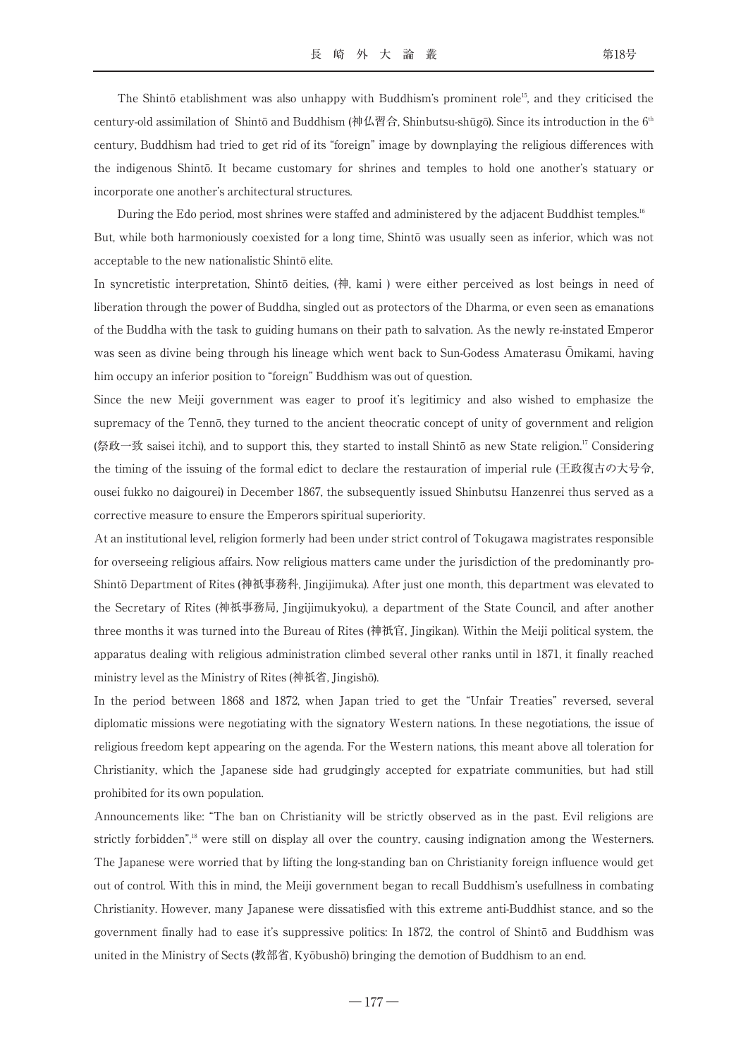The Shintō etablishment was also unhappy with Buddhism's prominent role[15], and they criticised the century-old assimilation of Shintō and Buddhism (神仏習合, Shinbutsu-shūgō). Since its introduction in the 6th century, Buddhism had tried to get rid of its "foreign" image by downplaying the religious differences with the indigenous Shintō. It became customary for shrines and temples to hold one another's statuary or incorporate one another's architectural structures.

During the Edo period, most shrines were staffed and administered by the adjacent Buddhist temples.[16] But, while both harmoniously coexisted for a long time, Shintō was usually seen as inferior, which was not acceptable to the new nationalistic Shintō elite.

In syncretistic interpretation, Shintō deities, (神, kami ) were either perceived as lost beings in need of liberation through the power of Buddha, singled out as protectors of the Dharma, or even seen as emanations of the Buddha with the task to guiding humans on their path to salvation. As the newly re-instated Emperor was seen as divine being through his lineage which went back to Sun-Godess Amaterasu Ōmikami, having him occupy an inferior position to "foreign" Buddhism was out of question.

Since the new Meiji government was eager to proof it's legitimicy and also wished to emphasize the supremacy of the Tennō, they turned to the ancient theocratic concept of unity of government and religion (祭政一致 saisei itchi), and to support this, they started to install Shintō as new State religion.[17] Considering the timing of the issuing of the formal edict to declare the restauration of imperial rule (王政復古の大号令, ousei fukko no daigourei) in December 1867, the subsequently issued Shinbutsu Hanzenrei thus served as a corrective measure to ensure the Emperors spiritual superiority.

At an institutional level, religion formerly had been under strict control of Tokugawa magistrates responsible for overseeing religious affairs. Now religious matters came under the jurisdiction of the predominantly pro-Shintō Department of Rites (神祇事務科, Jingijimuka). After just one month, this department was elevated to the Secretary of Rites (神祇事務局, Jingijimukyoku), a department of the State Council, and after another three months it was turned into the Bureau of Rites (神祇官, Jingikan). Within the Meiji political system, the apparatus dealing with religious administration climbed several other ranks until in 1871, it finally reached ministry level as the Ministry of Rites (神祇省, Jingishō).

In the period between 1868 and 1872, when Japan tried to get the "Unfair Treaties" reversed, several diplomatic missions were negotiating with the signatory Western nations. In these negotiations, the issue of religious freedom kept appearing on the agenda. For the Western nations, this meant above all toleration for Christianity, which the Japanese side had grudgingly accepted for expatriate communities, but had still prohibited for its own population.

Announcements like: "The ban on Christianity will be strictly observed as in the past. Evil religions are strictly forbidden",[18] were still on display all over the country, causing indignation among the Westerners. The Japanese were worried that by lifting the long-standing ban on Christianity foreign influence would get out of control. With this in mind, the Meiji government began to recall Buddhism's usefullness in combating Christianity. However, many Japanese were dissatisfied with this extreme anti-Buddhist stance, and so the government finally had to ease it's suppressive politics: In 1872, the control of Shintō and Buddhism was united in the Ministry of Sects (教部省, Kyōbushō) bringing the demotion of Buddhism to an end.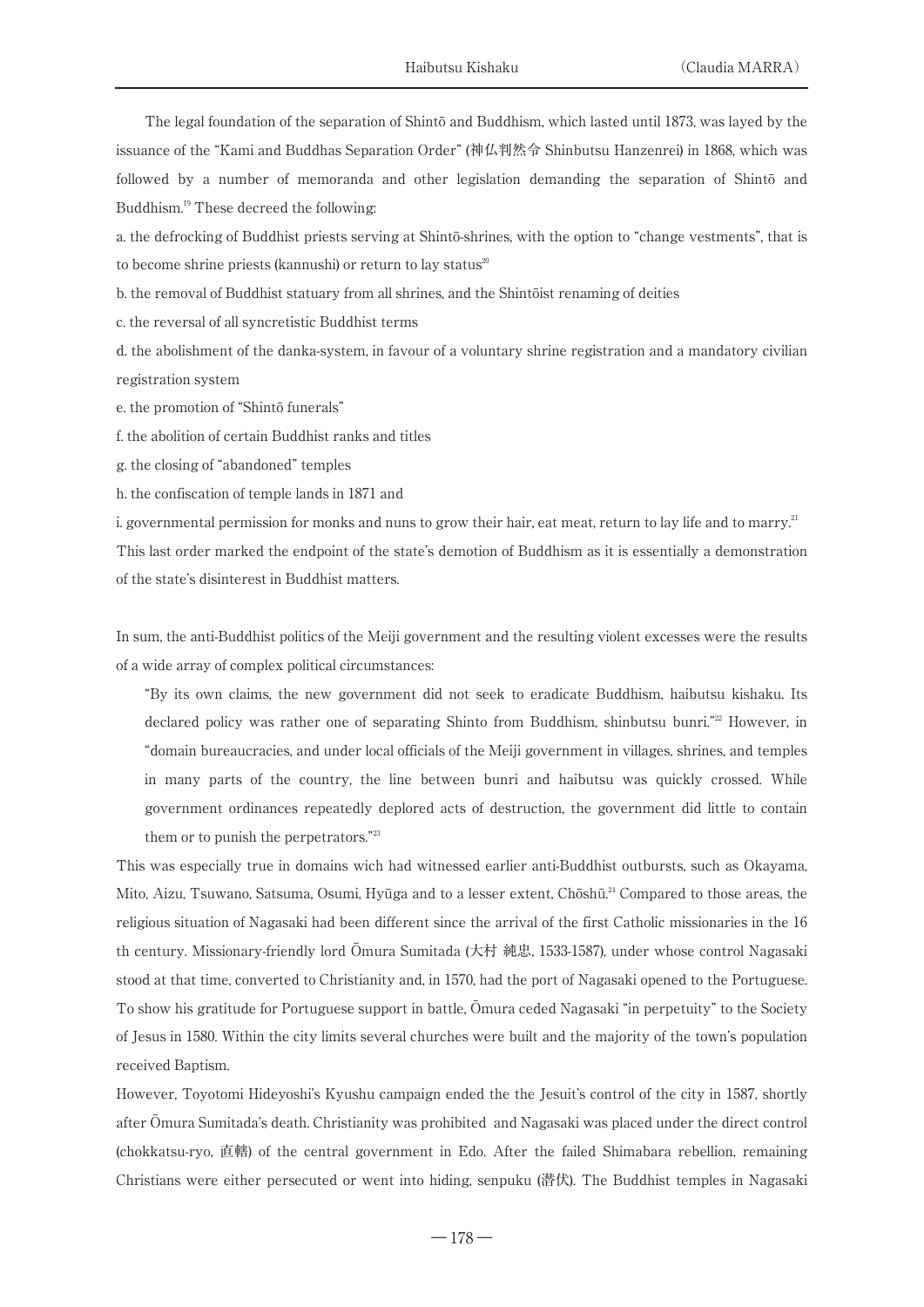The legal foundation of the separation of Shintō and Buddhism, which lasted until 1873, was layed by the issuance of the "Kami and Buddhas Separation Order" (神仏判然令 Shinbutsu Hanzenrei) in 1868, which was followed by a number of memoranda and other legislation demanding the separation of Shintō and Buddhism.[19] These decreed the following:

a. the defrocking of Buddhist priests serving at Shintō-shrines, with the option to "change vestments", that is to become shrine priests (kannushi) or return to lay status[20]

b. the removal of Buddhist statuary from all shrines, and the Shintōist renaming of deities

c. the reversal of all syncretistic Buddhist terms

d. the abolishment of the danka-system, in favour of a voluntary shrine registration and a mandatory civilian registration system

e. the promotion of "Shintō funerals"

f. the abolition of certain Buddhist ranks and titles

g. the closing of "abandoned" temples

h. the confiscation of temple lands in 1871 and

i. governmental permission for monks and nuns to grow their hair, eat meat, return to lay life and to marry.[21]

This last order marked the endpoint of the state's demotion of Buddhism as it is essentially a demonstration of the state's disinterest in Buddhist matters.

In sum, the anti-Buddhist politics of the Meiji government and the resulting violent excesses were the results of a wide array of complex political circumstances:

> "By its own claims, the new government did not seek to eradicate Buddhism, haibutsu kishaku. Its declared policy was rather one of separating Shinto from Buddhism, shinbutsu bunri."[22] However, in "domain bureaucracies, and under local officials of the Meiji government in villages, shrines, and temples in many parts of the country, the line between bunri and haibutsu was quickly crossed. While government ordinances repeatedly deplored acts of destruction, the government did little to contain them or to punish the perpetrators."[23]

This was especially true in domains wich had witnessed earlier anti-Buddhist outbursts, such as Okayama, Mito, Aizu, Tsuwano, Satsuma, Osumi, Hyūga and to a lesser extent, Chōshū.[24] Compared to those areas, the religious situation of Nagasaki had been different since the arrival of the first Catholic missionaries in the 16 th century. Missionary-friendly lord Ōmura Sumitada (大村 純忠, 1533-1587), under whose control Nagasaki stood at that time, converted to Christianity and, in 1570, had the port of Nagasaki opened to the Portuguese. To show his gratitude for Portuguese support in battle, Ōmura ceded Nagasaki "in perpetuity" to the Society of Jesus in 1580. Within the city limits several churches were built and the majority of the town's population received Baptism.

However, Toyotomi Hideyoshi's Kyushu campaign ended the the Jesuit's control of the city in 1587, shortly after Ōmura Sumitada's death. Christianity was prohibited and Nagasaki was placed under the direct control (chokkatsu-ryo, 直轄) of the central government in Edo. After the failed Shimabara rebellion, remaining Christians were either persecuted or went into hiding, senpuku (潜伏). The Buddhist temples in Nagasaki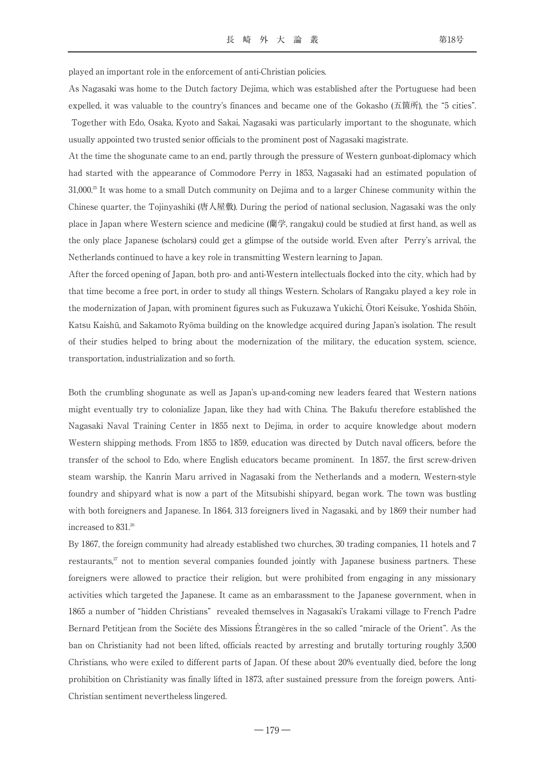played an important role in the enforcement of anti-Christian policies.

As Nagasaki was home to the Dutch factory Dejima, which was established after the Portuguese had been expelled, it was valuable to the country's finances and became one of the Gokasho (五箇所), the "5 cities". Together with Edo, Osaka, Kyoto and Sakai, Nagasaki was particularly important to the shogunate, which usually appointed two trusted senior officials to the prominent post of Nagasaki magistrate.

At the time the shogunate came to an end, partly through the pressure of Western gunboat-diplomacy which had started with the appearance of Commodore Perry in 1853, Nagasaki had an estimated population of 31,000.[25] It was home to a small Dutch community on Dejima and to a larger Chinese community within the Chinese quarter, the Tojinyashiki (唐人屋敷). During the period of national seclusion, Nagasaki was the only place in Japan where Western science and medicine (蘭学, rangaku) could be studied at first hand, as well as the only place Japanese (scholars) could get a glimpse of the outside world. Even after Perry's arrival, the Netherlands continued to have a key role in transmitting Western learning to Japan.

After the forced opening of Japan, both pro- and anti-Western intellectuals flocked into the city, which had by that time become a free port, in order to study all things Western. Scholars of Rangaku played a key role in the modernization of Japan, with prominent figures such as Fukuzawa Yukichi, Ōtori Keisuke, Yoshida Shōin, Katsu Kaishū, and Sakamoto Ryōma building on the knowledge acquired during Japan's isolation. The result of their studies helped to bring about the modernization of the military, the education system, science, transportation, industrialization and so forth.

Both the crumbling shogunate as well as Japan's up-and-coming new leaders feared that Western nations might eventually try to colonialize Japan, like they had with China. The Bakufu therefore established the Nagasaki Naval Training Center in 1855 next to Dejima, in order to acquire knowledge about modern Western shipping methods. From 1855 to 1859, education was directed by Dutch naval officers, before the transfer of the school to Edo, where English educators became prominent. In 1857, the first screw-driven steam warship, the Kanrin Maru arrived in Nagasaki from the Netherlands and a modern, Western-style foundry and shipyard what is now a part of the Mitsubishi shipyard, began work. The town was bustling with both foreigners and Japanese. In 1864, 313 foreigners lived in Nagasaki, and by 1869 their number had increased to 831.[26]

By 1867, the foreign community had already established two churches, 30 trading companies, 11 hotels and 7 restaurants,[27] not to mention several companies founded jointly with Japanese business partners. These foreigners were allowed to practice their religion, but were prohibited from engaging in any missionary activities which targeted the Japanese. It came as an embarassment to the Japanese government, when in 1865 a number of "hidden Christians" revealed themselves in Nagasaki's Urakami village to French Padre Bernard Petitjean from the Sociéte des Missions Étrangères in the so called "miracle of the Orient". As the ban on Christianity had not been lifted, officials reacted by arresting and brutally torturing roughly 3,500 Christians, who were exiled to different parts of Japan. Of these about 20% eventually died, before the long prohibition on Christianity was finally lifted in 1873, after sustained pressure from the foreign powers. Anti-Christian sentiment nevertheless lingered.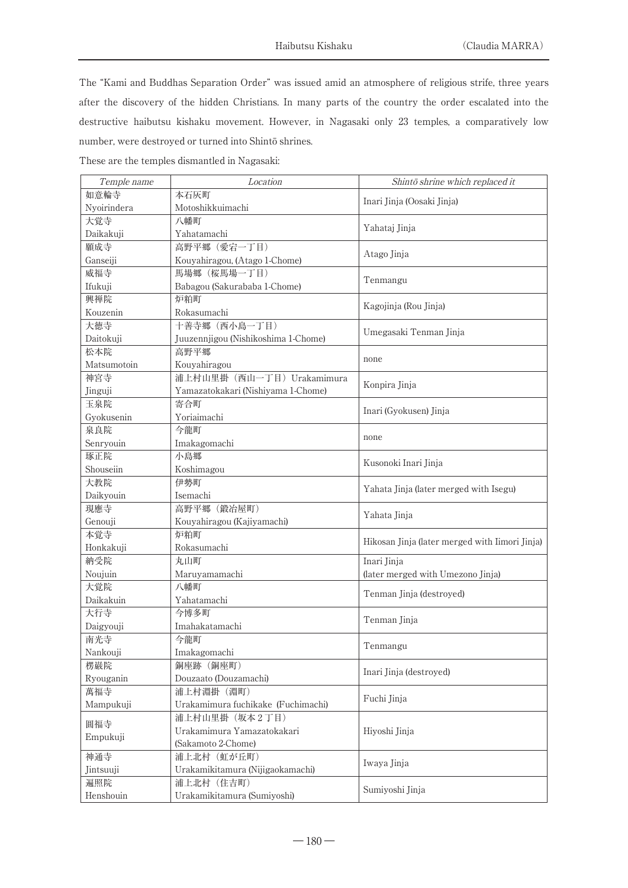The "Kami and Buddhas Separation Order" was issued amid an atmosphere of religious strife, three years after the discovery of the hidden Christians. In many parts of the country the order escalated into the destructive haibutsu kishaku movement. However, in Nagasaki only 23 temples, a comparatively low number, were destroyed or turned into Shintō shrines.

These are the temples dismantled in Nagasaki:

| *Temple name* | *Location* | *Shintō shrine which replaced it* |
|---|---|---|
| 如意輪寺<br>Nyoirindera | 本石灰町<br>Motoshikkuimachi | Inari Jinja (Oosaki Jinja) |
| 大覚寺<br>Daikakuji | 八幡町<br>Yahatamachi | Yahataj Jinja |
| 願成寺<br>Ganseiji | 高野平郷（愛宕一丁目）<br>Kouyahiragou, (Atago 1-Chome) | Atago Jinja |
| 威福寺<br>Ifukuji | 馬場郷（桜馬場一丁目）<br>Babagou (Sakurababa 1-Chome) | Tenmangu |
| 興禅院<br>Kouzenin | 炉粕町<br>Rokasumachi | Kagojinja (Rou Jinja) |
| 大徳寺<br>Daitokuji | 十善寺郷（西小島一丁目）<br>Juuzennjigou (Nishikoshima 1-Chome) | Umegasaki Tenman Jinja |
| 松本院<br>Matsumotoin | 高野平郷<br>Kouyahiragou | none |
| 神宮寺<br>Jinguji | 浦上村山里掛（西山一丁目）Urakamimura Yamazatokakari (Nishiyama 1-Chome) | Konpira Jinja |
| 玉泉院<br>Gyokusenin | 寄合町<br>Yoriaimachi | Inari (Gyokusen) Jinja |
| 泉良院<br>Senryouin | 今籠町<br>Imakagomachi | none |
| 琢正院<br>Shouseiin | 小島郷<br>Koshimagou | Kusonoki Inari Jinja |
| 大教院<br>Daikyouin | 伊勢町<br>Isemachi | Yahata Jinja (later merged with Isegu) |
| 現應寺<br>Genouji | 高野平郷（鍛冶屋町）<br>Kouyahiragou (Kajiyamachi) | Yahata Jinja |
| 本覚寺<br>Honkakuji | 炉粕町<br>Rokasumachi | Hikosan Jinja (later merged with Iimori Jinja) |
| 納受院<br>Noujuin | 丸山町<br>Maruyamamachi | Inari Jinja<br>(later merged with Umezono Jinja) |
| 大覚院<br>Daikakuin | 八幡町<br>Yahatamachi | Tenman Jinja (destroyed) |
| 大行寺<br>Daigyouji | 今博多町<br>Imahakatamachi | Tenman Jinja |
| 南光寺<br>Nankouji | 今籠町<br>Imakagomachi | Tenmangu |
| 楞巌院<br>Ryouganin | 銅座跡（銅座町）<br>Douzaato (Douzamachi) | Inari Jinja (destroyed) |
| 萬福寺<br>Mampukuji | 浦上村淵掛（淵町）<br>Urakamimura fuchikake (Fuchimachi) | Fuchi Jinja |
| 圓福寺<br>Empukuji | 浦上村山里掛（坂本２丁目）<br>Urakamimura Yamazatokakari<br>(Sakamoto 2-Chome) | Hiyoshi Jinja |
| 神通寺<br>Jintsuuji | 浦上北村（虹が丘町）<br>Urakamikitamura (Nijigaokamachi) | Iwaya Jinja |
| 遍照院<br>Henshouin | 浦上北村（住吉町）<br>Urakamikitamura (Sumiyoshi) | Sumiyoshi Jinja |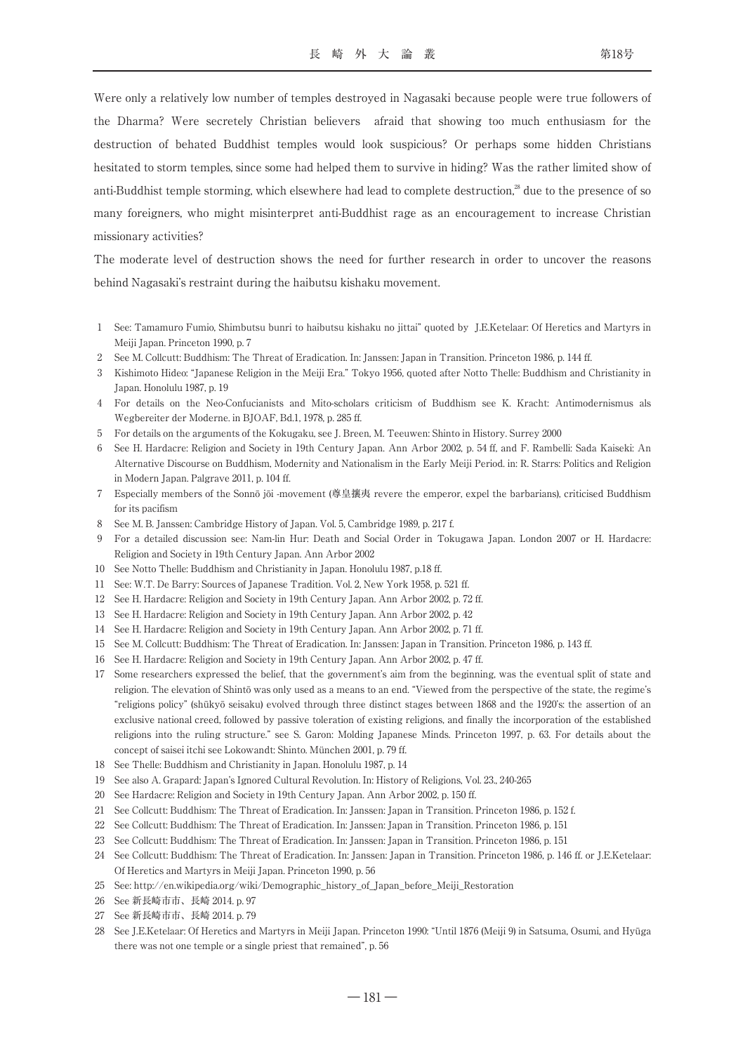Were only a relatively low number of temples destroyed in Nagasaki because people were true followers of the Dharma? Were secretely Christian believers afraid that showing too much enthusiasm for the destruction of behated Buddhist temples would look suspicious? Or perhaps some hidden Christians hesitated to storm temples, since some had helped them to survive in hiding? Was the rather limited show of anti-Buddhist temple storming, which elsewhere had lead to complete destruction,[28] due to the presence of so many foreigners, who might misinterpret anti-Buddhist rage as an encouragement to increase Christian missionary activities?

The moderate level of destruction shows the need for further research in order to uncover the reasons behind Nagasaki's restraint during the haibutsu kishaku movement.

1 See: Tamamuro Fumio, Shimbutsu bunri to haibutsu kishaku no jittai" quoted by J.E.Ketelaar: Of Heretics and Martyrs in Meiji Japan. Princeton 1990, p. 7
2 See M. Collcutt: Buddhism: The Threat of Eradication. In: Janssen: Japan in Transition. Princeton 1986, p. 144 ff.
3 Kishimoto Hideo: "Japanese Religion in the Meiji Era." Tokyo 1956, quoted after Notto Thelle: Buddhism and Christianity in Japan. Honolulu 1987, p. 19
4 For details on the Neo-Confucianists and Mito-scholars criticism of Buddhism see K. Kracht: Antimodernismus als Wegbereiter der Moderne. in BJOAF, Bd.1, 1978, p. 285 ff.
5 For details on the arguments of the Kokugaku, see J. Breen, M. Teeuwen: Shinto in History. Surrey 2000
6 See H. Hardacre: Religion and Society in 19th Century Japan. Ann Arbor 2002, p. 54 ff, and F. Rambelli: Sada Kaiseki: An Alternative Discourse on Buddhism, Modernity and Nationalism in the Early Meiji Period. in: R. Starrs: Politics and Religion in Modern Japan. Palgrave 2011, p. 104 ff.
7 Especially members of the Sonnō jōi -movement (尊皇攘夷 revere the emperor, expel the barbarians), criticised Buddhism for its pacifism
8 See M. B. Janssen: Cambridge History of Japan. Vol. 5, Cambridge 1989, p. 217 f.
9 For a detailed discussion see: Nam-lin Hur: Death and Social Order in Tokugawa Japan. London 2007 or H. Hardacre: Religion and Society in 19th Century Japan. Ann Arbor 2002
10 See Notto Thelle: Buddhism and Christianity in Japan. Honolulu 1987, p.18 ff.
11 See: W.T. De Barry: Sources of Japanese Tradition. Vol. 2, New York 1958, p. 521 ff.
12 See H. Hardacre: Religion and Society in 19th Century Japan. Ann Arbor 2002, p. 72 ff.
13 See H. Hardacre: Religion and Society in 19th Century Japan. Ann Arbor 2002, p. 42
14 See H. Hardacre: Religion and Society in 19th Century Japan. Ann Arbor 2002, p. 71 ff.
15 See M. Collcutt: Buddhism: The Threat of Eradication. In: Janssen: Japan in Transition. Princeton 1986, p. 143 ff.
16 See H. Hardacre: Religion and Society in 19th Century Japan. Ann Arbor 2002, p. 47 ff.
17 Some researchers expressed the belief, that the government's aim from the beginning, was the eventual split of state and religion. The elevation of Shintō was only used as a means to an end. "Viewed from the perspective of the state, the regime's "religions policy" (shūkyō seisaku) evolved through three distinct stages between 1868 and the 1920's: the assertion of an exclusive national creed, followed by passive toleration of existing religions, and finally the incorporation of the established religions into the ruling structure." see S. Garon: Molding Japanese Minds. Princeton 1997, p. 63. For details about the concept of saisei itchi see Lokowandt: Shinto. München 2001, p. 79 ff.
18 See Thelle: Buddhism and Christianity in Japan. Honolulu 1987, p. 14
19 See also A. Grapard: Japan's Ignored Cultural Revolution. In: History of Religions, Vol. 23., 240-265
20 See Hardacre: Religion and Society in 19th Century Japan. Ann Arbor 2002, p. 150 ff.
21 See Collcutt: Buddhism: The Threat of Eradication. In: Janssen: Japan in Transition. Princeton 1986, p. 152 f.
22 See Collcutt: Buddhism: The Threat of Eradication. In: Janssen: Japan in Transition. Princeton 1986, p. 151
23 See Collcutt: Buddhism: The Threat of Eradication. In: Janssen: Japan in Transition. Princeton 1986, p. 151
24 See Collcutt: Buddhism: The Threat of Eradication. In: Janssen: Japan in Transition. Princeton 1986, p. 146 ff. or J.E.Ketelaar: Of Heretics and Martyrs in Meiji Japan. Princeton 1990, p. 56
25 See: http://en.wikipedia.org/wiki/Demographic_history_of_Japan_before_Meiji_Restoration
26 See 新長崎市市、長崎 2014. p. 97
27 See 新長崎市市、長崎 2014. p. 79
28 See J.E.Ketelaar: Of Heretics and Martyrs in Meiji Japan. Princeton 1990: "Until 1876 (Meiji 9) in Satsuma, Osumi, and Hyūga there was not one temple or a single priest that remained", p. 56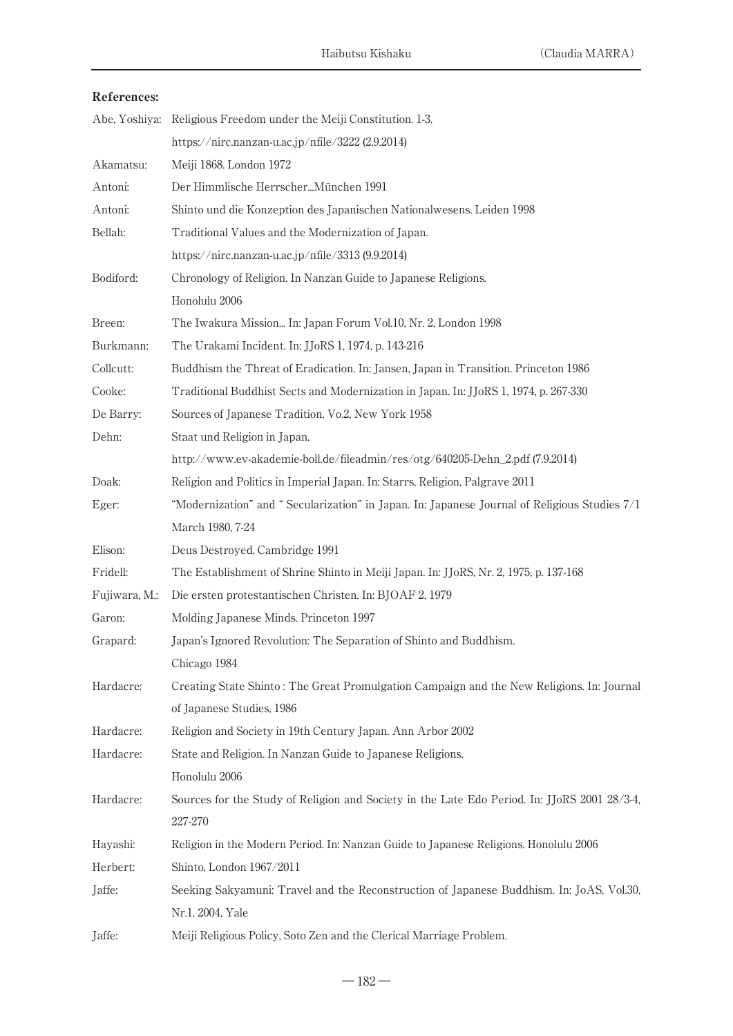**References:**

Abe, Yoshiya: Religious Freedom under the Meiji Constitution. 1-3.
https://nirc.nanzan-u.ac.jp/nfile/3222 (2.9.2014)

Akamatsu: Meiji 1868. London 1972

Antoni: Der Himmlische Herrscher...München 1991

Antoni: Shinto und die Konzeption des Japanischen Nationalwesens. Leiden 1998

Bellah: Traditional Values and the Modernization of Japan.
https://nirc.nanzan-u.ac.jp/nfile/3313 (9.9.2014)

Bodiford: Chronology of Religion. In Nanzan Guide to Japanese Religions.
Honolulu 2006

Breen: The Iwakura Mission... In: Japan Forum Vol.10, Nr. 2, London 1998

Burkmann: The Urakami Incident. In: JJoRS 1, 1974, p. 143-216

Collcutt: Buddhism the Threat of Eradication. In: Jansen, Japan in Transition. Princeton 1986

Cooke: Traditional Buddhist Sects and Modernization in Japan. In: JJoRS 1, 1974, p. 267-330

De Barry: Sources of Japanese Tradition. Vo.2, New York 1958

Dehn: Staat und Religion in Japan.
http://www.ev-akademie-boll.de/fileadmin/res/otg/640205-Dehn_2.pdf (7.9.2014)

Doak: Religion and Politics in Imperial Japan. In: Starrs, Religion, Palgrave 2011

Eger: "Modernization" and " Secularization" in Japan. In: Japanese Journal of Religious Studies 7/1 March 1980, 7-24

Elison: Deus Destroyed. Cambridge 1991

Fridell: The Establishment of Shrine Shinto in Meiji Japan. In: JJoRS, Nr. 2, 1975, p. 137-168

Fujiwara, M.: Die ersten protestantischen Christen. In: BJOAF 2, 1979

Garon: Molding Japanese Minds. Princeton 1997

Grapard: Japan's Ignored Revolution: The Separation of Shinto and Buddhism.
Chicago 1984

Hardacre: Creating State Shinto : The Great Promulgation Campaign and the New Religions. In: Journal of Japanese Studies, 1986

Hardacre: Religion and Society in 19th Century Japan. Ann Arbor 2002

Hardacre: State and Religion. In Nanzan Guide to Japanese Religions.
Honolulu 2006

Hardacre: Sources for the Study of Religion and Society in the Late Edo Period. In: JJoRS 2001 28/3-4, 227-270

Hayashi: Religion in the Modern Period. In: Nanzan Guide to Japanese Religions. Honolulu 2006

Herbert: Shinto. London 1967/2011

Jaffe: Seeking Sakyamuni: Travel and the Reconstruction of Japanese Buddhism. In: JoAS, Vol.30, Nr.1, 2004, Yale

Jaffe: Meiji Religious Policy, Soto Zen and the Clerical Marriage Problem.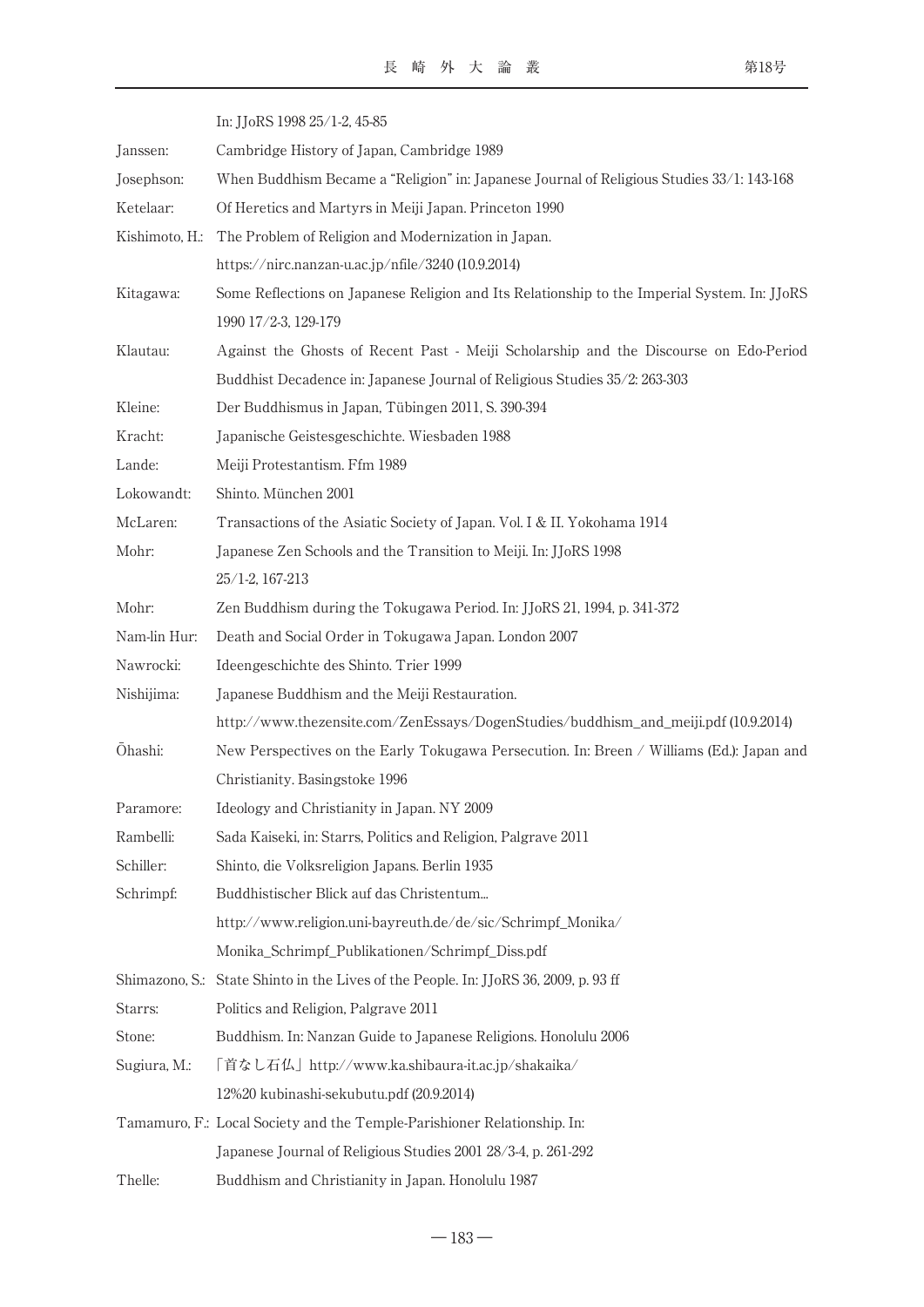In: JJoRS 1998 25/1-2, 45-85

Janssen: Cambridge History of Japan, Cambridge 1989

Josephson: When Buddhism Became a "Religion" in: Japanese Journal of Religious Studies 33/1: 143-168

Ketelaar: Of Heretics and Martyrs in Meiji Japan. Princeton 1990

Kishimoto, H.: The Problem of Religion and Modernization in Japan. https://nirc.nanzan-u.ac.jp/nfile/3240 (10.9.2014)

Kitagawa: Some Reflections on Japanese Religion and Its Relationship to the Imperial System. In: JJoRS 1990 17/2-3, 129-179

Klautau: Against the Ghosts of Recent Past - Meiji Scholarship and the Discourse on Edo-Period Buddhist Decadence in: Japanese Journal of Religious Studies 35/2: 263-303

Kleine: Der Buddhismus in Japan, Tübingen 2011, S. 390-394

Kracht: Japanische Geistesgeschichte. Wiesbaden 1988

Lande: Meiji Protestantism. Ffm 1989

Lokowandt: Shinto. München 2001

McLaren: Transactions of the Asiatic Society of Japan. Vol. I & II. Yokohama 1914

Mohr: Japanese Zen Schools and the Transition to Meiji. In: JJoRS 1998 25/1-2, 167-213

Mohr: Zen Buddhism during the Tokugawa Period. In: JJoRS 21, 1994, p. 341-372

Nam-lin Hur: Death and Social Order in Tokugawa Japan. London 2007

Nawrocki: Ideengeschichte des Shinto. Trier 1999

Nishijima: Japanese Buddhism and the Meiji Restauration. http://www.thezensite.com/ZenEssays/DogenStudies/buddhism_and_meiji.pdf (10.9.2014)

Ōhashi: New Perspectives on the Early Tokugawa Persecution. In: Breen / Williams (Ed.): Japan and Christianity. Basingstoke 1996

Paramore: Ideology and Christianity in Japan. NY 2009

Rambelli: Sada Kaiseki, in: Starrs, Politics and Religion, Palgrave 2011

Schiller: Shinto, die Volksreligion Japans. Berlin 1935

Schrimpf: Buddhistischer Blick auf das Christentum... http://www.religion.uni-bayreuth.de/de/sic/Schrimpf_Monika/Monika_Schrimpf_Publikationen/Schrimpf_Diss.pdf

Shimazono, S.: State Shinto in the Lives of the People. In: JJoRS 36, 2009, p. 93 ff

Starrs: Politics and Religion, Palgrave 2011

Stone: Buddhism. In: Nanzan Guide to Japanese Religions. Honolulu 2006

Sugiura, M.: 「首なし石仏」http://www.ka.shibaura-it.ac.jp/shakaika/12%20 kubinashi-sekubutu.pdf (20.9.2014)

Tamamuro, F.: Local Society and the Temple-Parishioner Relationship. In: Japanese Journal of Religious Studies 2001 28/3-4, p. 261-292

Thelle: Buddhism and Christianity in Japan. Honolulu 1987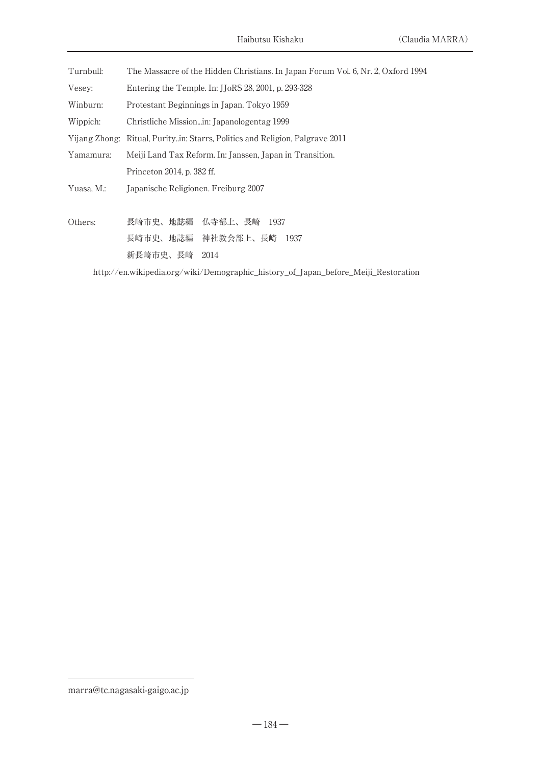Turnbull: The Massacre of the Hidden Christians. In Japan Forum Vol. 6, Nr. 2, Oxford 1994

Vesey: Entering the Temple. In: JJoRS 28, 2001, p. 293-328

Winburn: Protestant Beginnings in Japan. Tokyo 1959

Wippich: Christliche Mission...in: Japanologentag 1999

Yijang Zhong: Ritual, Purity..in: Starrs, Politics and Religion, Palgrave 2011

Yamamura: Meiji Land Tax Reform. In: Janssen, Japan in Transition. Princeton 2014, p. 382 ff.

Yuasa, M.: Japanische Religionen. Freiburg 2007

Others: 長崎市史、地誌編　仏寺部上、長崎　1937

長崎市史、地誌編　神社教会部上、長崎　1937

新長崎市史、長崎　2014

http://en.wikipedia.org/wiki/Demographic_history_of_Japan_before_Meiji_Restoration

marra@tc.nagasaki-gaigo.ac.jp